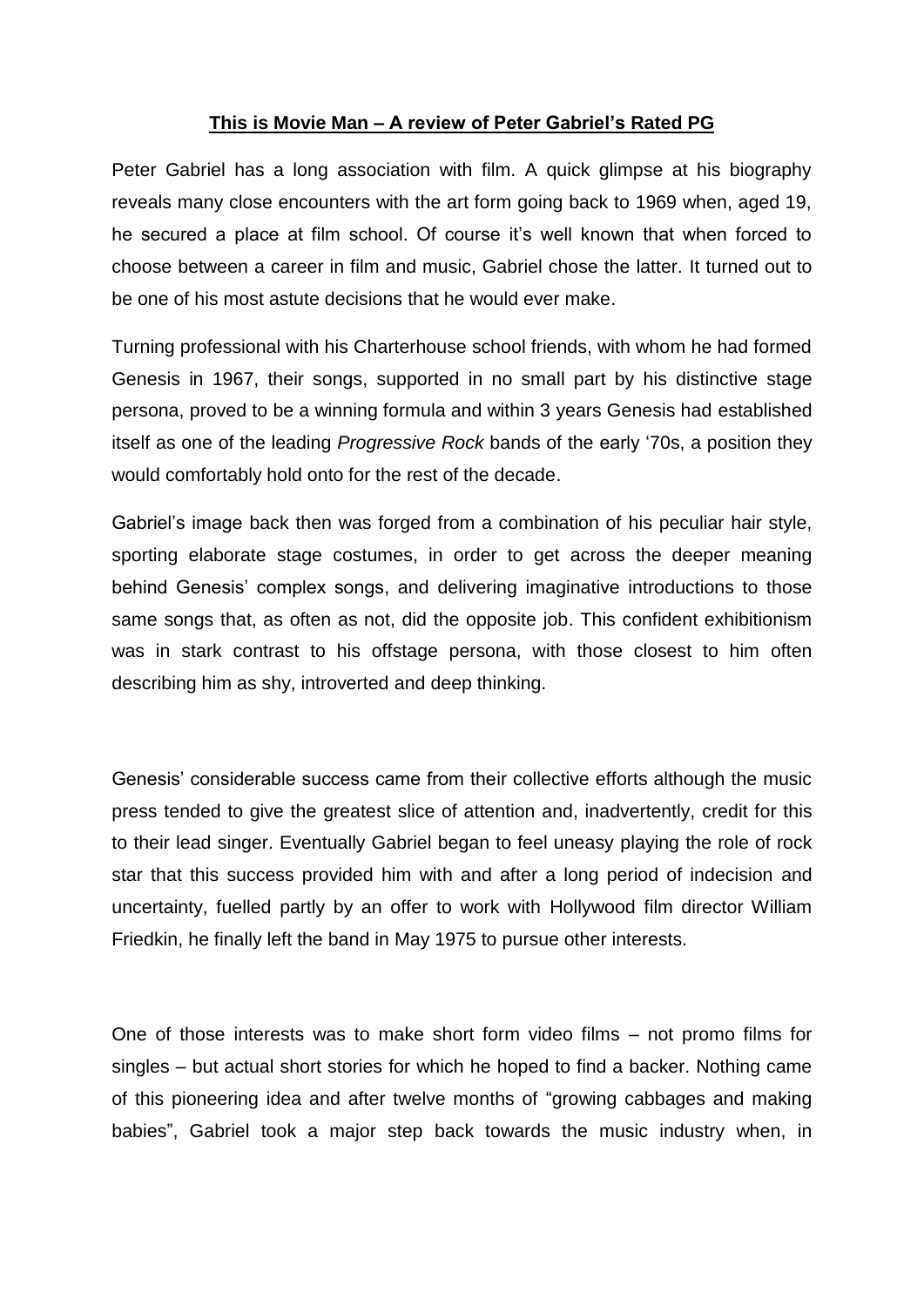# **This is Movie Man – A review of Peter Gabriel's Rated PG**

Peter Gabriel has a long association with film. A quick glimpse at his biography reveals many close encounters with the art form going back to 1969 when, aged 19, he secured a place at film school. Of course it's well known that when forced to choose between a career in film and music, Gabriel chose the latter. It turned out to be one of his most astute decisions that he would ever make.

Turning professional with his Charterhouse school friends, with whom he had formed Genesis in 1967, their songs, supported in no small part by his distinctive stage persona, proved to be a winning formula and within 3 years Genesis had established itself as one of the leading *Progressive Rock* bands of the early '70s, a position they would comfortably hold onto for the rest of the decade.

Gabriel's image back then was forged from a combination of his peculiar hair style, sporting elaborate stage costumes, in order to get across the deeper meaning behind Genesis' complex songs, and delivering imaginative introductions to those same songs that, as often as not, did the opposite job. This confident exhibitionism was in stark contrast to his offstage persona, with those closest to him often describing him as shy, introverted and deep thinking.

Genesis' considerable success came from their collective efforts although the music press tended to give the greatest slice of attention and, inadvertently, credit for this to their lead singer. Eventually Gabriel began to feel uneasy playing the role of rock star that this success provided him with and after a long period of indecision and uncertainty, fuelled partly by an offer to work with Hollywood film director William Friedkin, he finally left the band in May 1975 to pursue other interests.

One of those interests was to make short form video films – not promo films for singles – but actual short stories for which he hoped to find a backer. Nothing came of this pioneering idea and after twelve months of "growing cabbages and making babies", Gabriel took a major step back towards the music industry when, in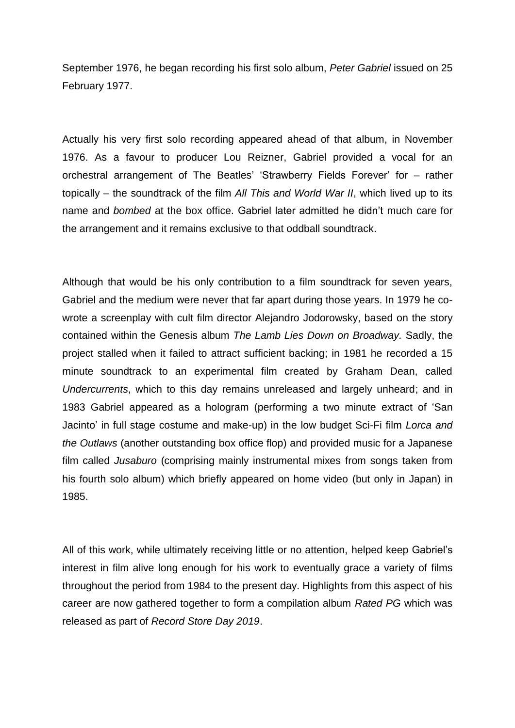September 1976, he began recording his first solo album, *Peter Gabriel* issued on 25 February 1977.

Actually his very first solo recording appeared ahead of that album, in November 1976. As a favour to producer Lou Reizner, Gabriel provided a vocal for an orchestral arrangement of The Beatles' 'Strawberry Fields Forever' for – rather topically – the soundtrack of the film *All This and World War II*, which lived up to its name and *bombed* at the box office. Gabriel later admitted he didn't much care for the arrangement and it remains exclusive to that oddball soundtrack.

Although that would be his only contribution to a film soundtrack for seven years, Gabriel and the medium were never that far apart during those years. In 1979 he co-wrote a screenplay with cult film director Alejandro Jodorowsky, based on the story contained within the Genesis album *The Lamb Lies Down on Broadway*. Sadly, the project stalled when it failed to attract sufficient backing; in 1981 he recorded a 15 minute soundtrack to an experimental film created by Graham Dean, called *Undercurrents*, which to this day remains unreleased and largely unheard; and in 1983 Gabriel appeared as a hologram (performing a two minute extract of 'San Jacinto' in full stage costume and make-up) in the low budget Sci-Fi film *Lorca and the Outlaws* (another outstanding box office flop) and provided music for a Japanese film called *Jusaburo* (comprising mainly instrumental mixes from songs taken from his fourth solo album) which briefly appeared on home video (but only in Japan) in 1985.

All of this work, while ultimately receiving little or no attention, helped keep Gabriel's interest in film alive long enough for his work to eventually grace a variety of films throughout the period from 1984 to the present day. Highlights from this aspect of his career are now gathered together to form a compilation album *Rated PG* which was released as part of *Record Store Day 2019*.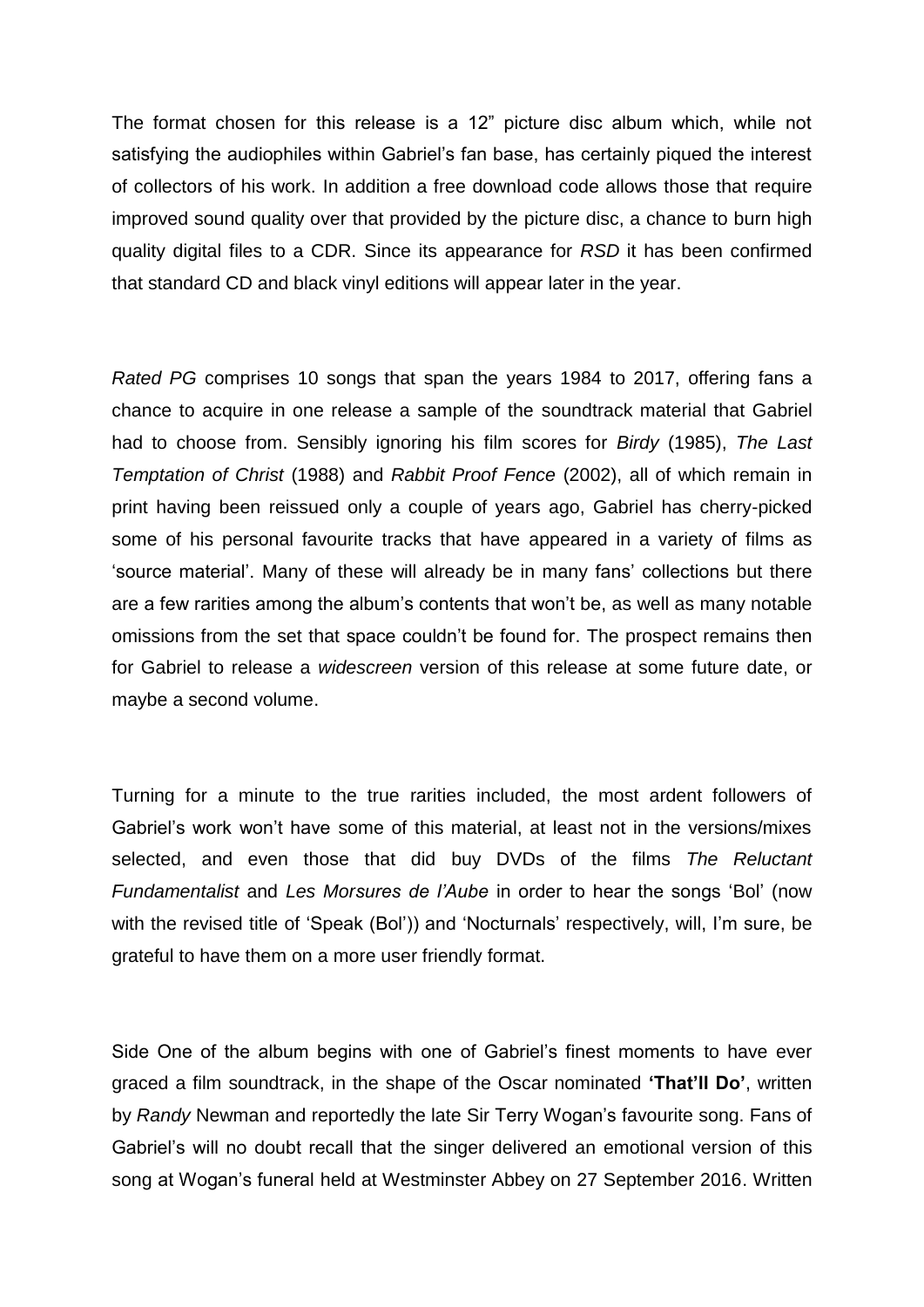The format chosen for this release is a 12" picture disc album which, while not satisfying the audiophiles within Gabriel's fan base, has certainly piqued the interest of collectors of his work. In addition a free download code allows those that require improved sound quality over that provided by the picture disc, a chance to burn high quality digital files to a CDR. Since its appearance for *RSD* it has been confirmed that standard CD and black vinyl editions will appear later in the year.

*Rated PG* comprises 10 songs that span the years 1984 to 2017, offering fans a chance to acquire in one release a sample of the soundtrack material that Gabriel had to choose from. Sensibly ignoring his film scores for *Birdy* (1985), *The Last Temptation of Christ* (1988) and *Rabbit Proof Fence* (2002), all of which remain in print having been reissued only a couple of years ago, Gabriel has cherry-picked some of his personal favourite tracks that have appeared in a variety of films as 'source material'. Many of these will already be in many fans' collections but there are a few rarities among the album's contents that won't be, as well as many notable omissions from the set that space couldn't be found for. The prospect remains then for Gabriel to release a *widescreen* version of this release at some future date, or maybe a second volume.

Turning for a minute to the true rarities included, the most ardent followers of Gabriel's work won't have some of this material, at least not in the versions/mixes selected, and even those that did buy DVDs of the films *The Reluctant Fundamentalist* and *Les Morsures de l'Aube* in order to hear the songs 'Bol' (now with the revised title of 'Speak (Bol')) and 'Nocturnals' respectively, will, I'm sure, be grateful to have them on a more user friendly format.

Side One of the album begins with one of Gabriel's finest moments to have ever graced a film soundtrack, in the shape of the Oscar nominated **'That'll Do'**, written by *Randy* Newman and reportedly the late Sir Terry Wogan's favourite song. Fans of Gabriel's will no doubt recall that the singer delivered an emotional version of this song at Wogan's funeral held at Westminster Abbey on 27 September 2016. Written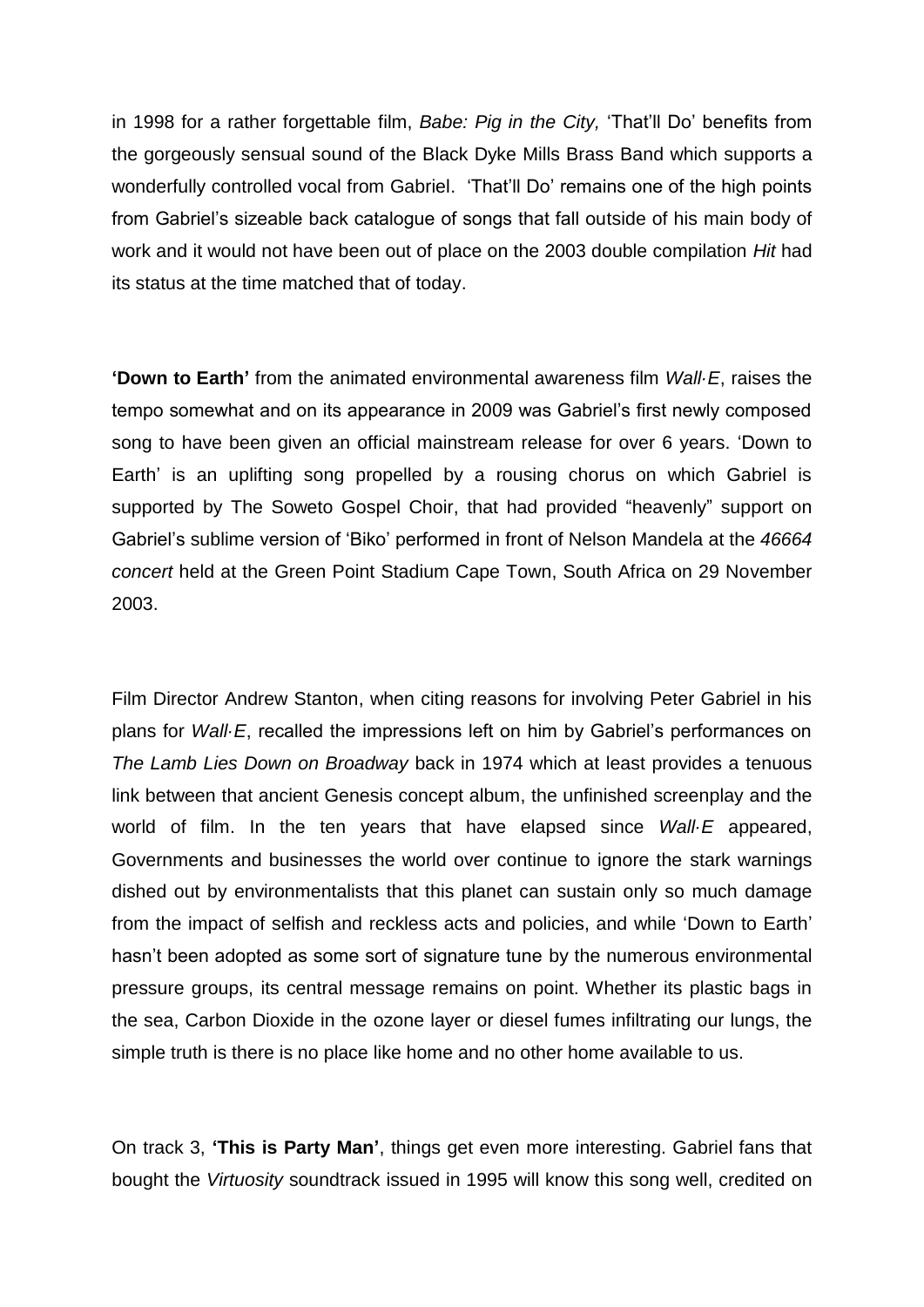in 1998 for a rather forgettable film, *Babe: Pig in the City,* 'That'll Do' benefits from the gorgeously sensual sound of the Black Dyke Mills Brass Band which supports a wonderfully controlled vocal from Gabriel. 'That'll Do' remains one of the high points from Gabriel's sizeable back catalogue of songs that fall outside of his main body of work and it would not have been out of place on the 2003 double compilation *Hit* had its status at the time matched that of today.

**'Down to Earth'** from the animated environmental awareness film *Wall·E*, raises the tempo somewhat and on its appearance in 2009 was Gabriel's first newly composed song to have been given an official mainstream release for over 6 years. 'Down to Earth' is an uplifting song propelled by a rousing chorus on which Gabriel is supported by The Soweto Gospel Choir, that had provided "heavenly" support on Gabriel's sublime version of 'Biko' performed in front of Nelson Mandela at the *46664 concert* held at the Green Point Stadium Cape Town, South Africa on 29 November 2003.

Film Director Andrew Stanton, when citing reasons for involving Peter Gabriel in his plans for *Wall·E*, recalled the impressions left on him by Gabriel's performances on *The Lamb Lies Down on Broadway* back in 1974 which at least provides a tenuous link between that ancient Genesis concept album, the unfinished screenplay and the world of film. In the ten years that have elapsed since *Wall·E* appeared, Governments and businesses the world over continue to ignore the stark warnings dished out by environmentalists that this planet can sustain only so much damage from the impact of selfish and reckless acts and policies, and while 'Down to Earth' hasn't been adopted as some sort of signature tune by the numerous environmental pressure groups, its central message remains on point. Whether its plastic bags in the sea, Carbon Dioxide in the ozone layer or diesel fumes infiltrating our lungs, the simple truth is there is no place like home and no other home available to us.

On track 3, **'This is Party Man'**, things get even more interesting. Gabriel fans that bought the *Virtuosity* soundtrack issued in 1995 will know this song well, credited on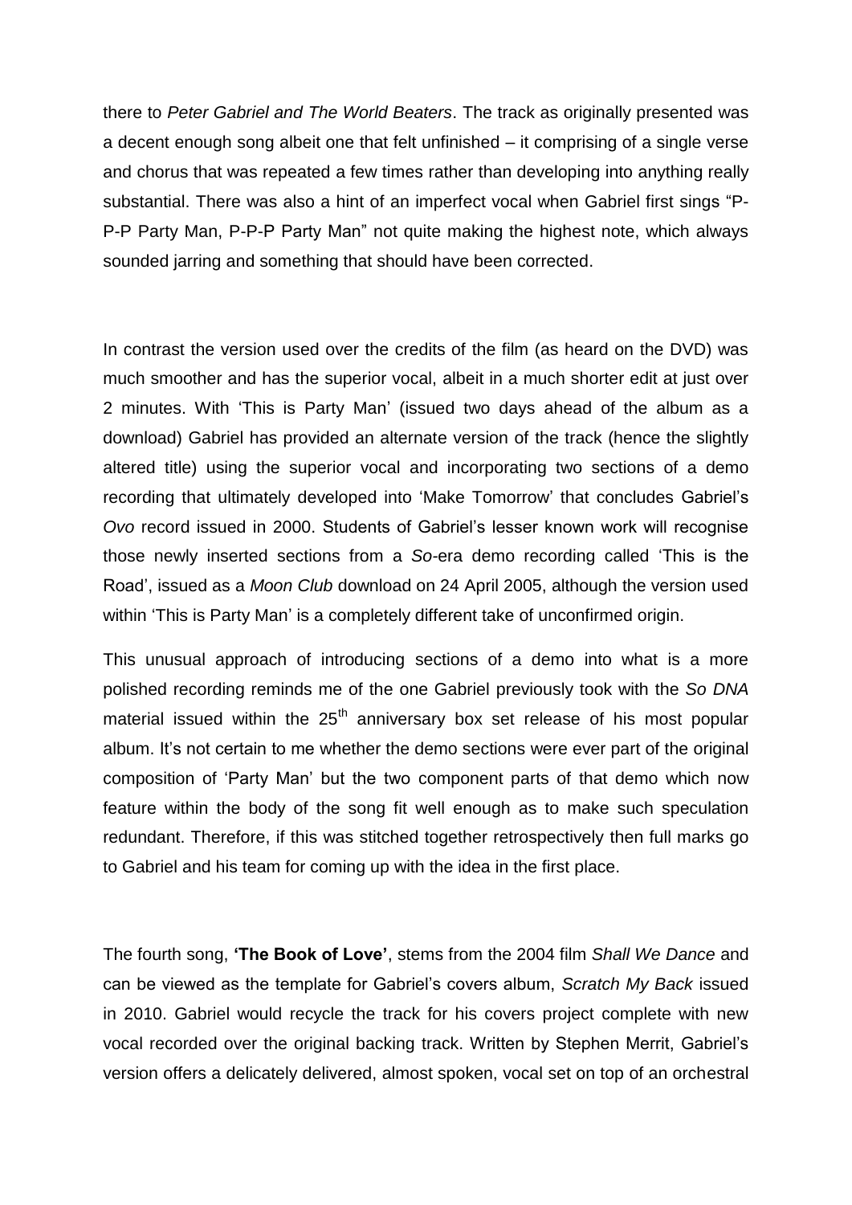there to *Peter Gabriel and The World Beaters*. The track as originally presented was a decent enough song albeit one that felt unfinished – it comprising of a single verse and chorus that was repeated a few times rather than developing into anything really substantial. There was also a hint of an imperfect vocal when Gabriel first sings "P-P-P Party Man, P-P-P Party Man" not quite making the highest note, which always sounded jarring and something that should have been corrected.

In contrast the version used over the credits of the film (as heard on the DVD) was much smoother and has the superior vocal, albeit in a much shorter edit at just over 2 minutes. With 'This is Party Man' (issued two days ahead of the album as a download) Gabriel has provided an alternate version of the track (hence the slightly altered title) using the superior vocal and incorporating two sections of a demo recording that ultimately developed into 'Make Tomorrow' that concludes Gabriel's *Ovo* record issued in 2000. Students of Gabriel's lesser known work will recognise those newly inserted sections from a *So*-era demo recording called 'This is the Road', issued as a *Moon Club* download on 24 April 2005, although the version used within 'This is Party Man' is a completely different take of unconfirmed origin.

This unusual approach of introducing sections of a demo into what is a more polished recording reminds me of the one Gabriel previously took with the *So DNA* material issued within the 25th anniversary box set release of his most popular album. It's not certain to me whether the demo sections were ever part of the original composition of 'Party Man' but the two component parts of that demo which now feature within the body of the song fit well enough as to make such speculation redundant. Therefore, if this was stitched together retrospectively then full marks go to Gabriel and his team for coming up with the idea in the first place.

The fourth song, **'The Book of Love'**, stems from the 2004 film *Shall We Dance* and can be viewed as the template for Gabriel's covers album, *Scratch My Back* issued in 2010. Gabriel would recycle the track for his covers project complete with new vocal recorded over the original backing track. Written by Stephen Merrit, Gabriel's version offers a delicately delivered, almost spoken, vocal set on top of an orchestral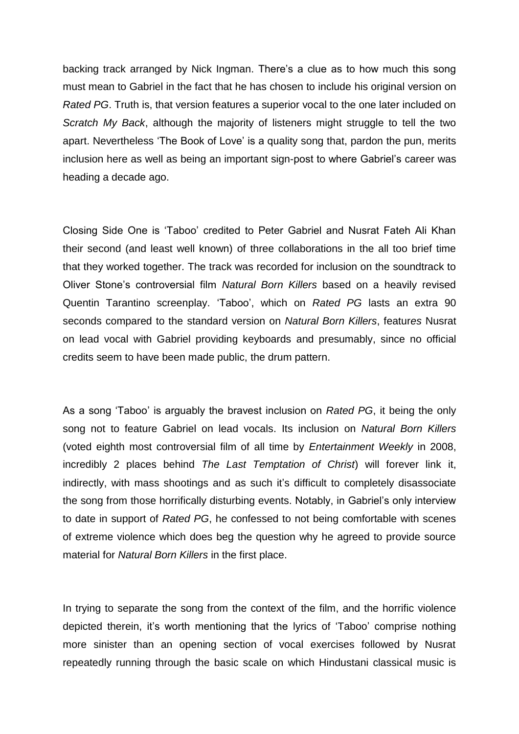backing track arranged by Nick Ingman. There's a clue as to how much this song must mean to Gabriel in the fact that he has chosen to include his original version on *Rated PG*. Truth is, that version features a superior vocal to the one later included on *Scratch My Back*, although the majority of listeners might struggle to tell the two apart. Nevertheless 'The Book of Love' is a quality song that, pardon the pun, merits inclusion here as well as being an important sign-post to where Gabriel's career was heading a decade ago.

Closing Side One is 'Taboo' credited to Peter Gabriel and Nusrat Fateh Ali Khan their second (and least well known) of three collaborations in the all too brief time that they worked together. The track was recorded for inclusion on the soundtrack to Oliver Stone's controversial film *Natural Born Killers* based on a heavily revised Quentin Tarantino screenplay. 'Taboo', which on *Rated PG* lasts an extra 90 seconds compared to the standard version on *Natural Born Killers*, features Nusrat on lead vocal with Gabriel providing keyboards and presumably, since no official credits seem to have been made public, the drum pattern.

As a song 'Taboo' is arguably the bravest inclusion on *Rated PG*, it being the only song not to feature Gabriel on lead vocals. Its inclusion on *Natural Born Killers* (voted eighth most controversial film of all time by *Entertainment Weekly* in 2008, incredibly 2 places behind *The Last Temptation of Christ*) will forever link it, indirectly, with mass shootings and as such it's difficult to completely disassociate the song from those horrifically disturbing events. Notably, in Gabriel's only interview to date in support of *Rated PG*, he confessed to not being comfortable with scenes of extreme violence which does beg the question why he agreed to provide source material for *Natural Born Killers* in the first place.

In trying to separate the song from the context of the film, and the horrific violence depicted therein, it's worth mentioning that the lyrics of 'Taboo' comprise nothing more sinister than an opening section of vocal exercises followed by Nusrat repeatedly running through the basic scale on which Hindustani classical music is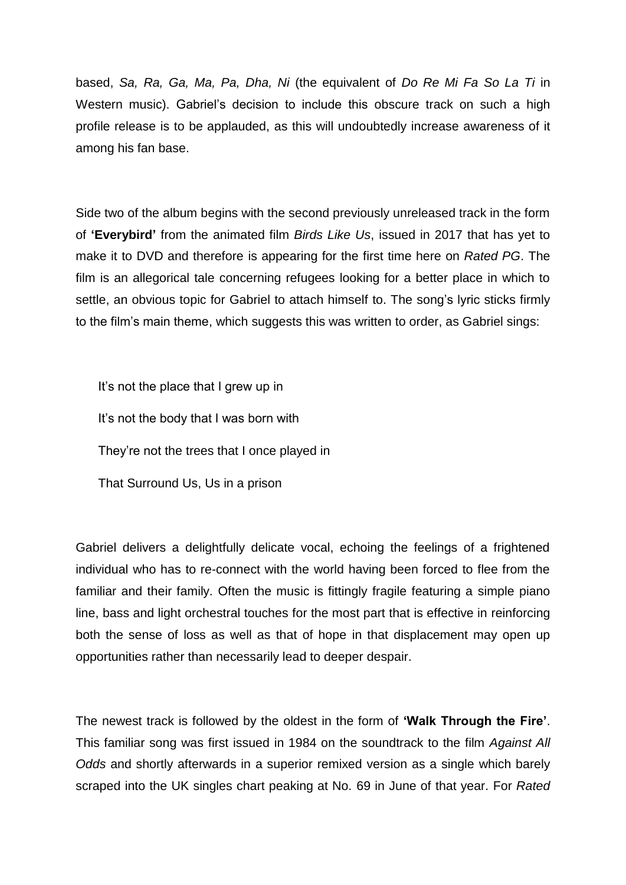based, *Sa, Ra, Ga, Ma, Pa, Dha, Ni* (the equivalent of *Do Re Mi Fa So La Ti* in Western music). Gabriel's decision to include this obscure track on such a high profile release is to be applauded, as this will undoubtedly increase awareness of it among his fan base.

Side two of the album begins with the second previously unreleased track in the form of **'Everybird'** from the animated film *Birds Like Us*, issued in 2017 that has yet to make it to DVD and therefore is appearing for the first time here on *Rated PG*. The film is an allegorical tale concerning refugees looking for a better place in which to settle, an obvious topic for Gabriel to attach himself to. The song's lyric sticks firmly to the film's main theme, which suggests this was written to order, as Gabriel sings:

> It's not the place that I grew up in
>
> It's not the body that I was born with
>
> They're not the trees that I once played in
>
> That Surround Us, Us in a prison

Gabriel delivers a delightfully delicate vocal, echoing the feelings of a frightened individual who has to re-connect with the world having been forced to flee from the familiar and their family. Often the music is fittingly fragile featuring a simple piano line, bass and light orchestral touches for the most part that is effective in reinforcing both the sense of loss as well as that of hope in that displacement may open up opportunities rather than necessarily lead to deeper despair.

The newest track is followed by the oldest in the form of **'Walk Through the Fire'**. This familiar song was first issued in 1984 on the soundtrack to the film *Against All Odds* and shortly afterwards in a superior remixed version as a single which barely scraped into the UK singles chart peaking at No. 69 in June of that year. For *Rated*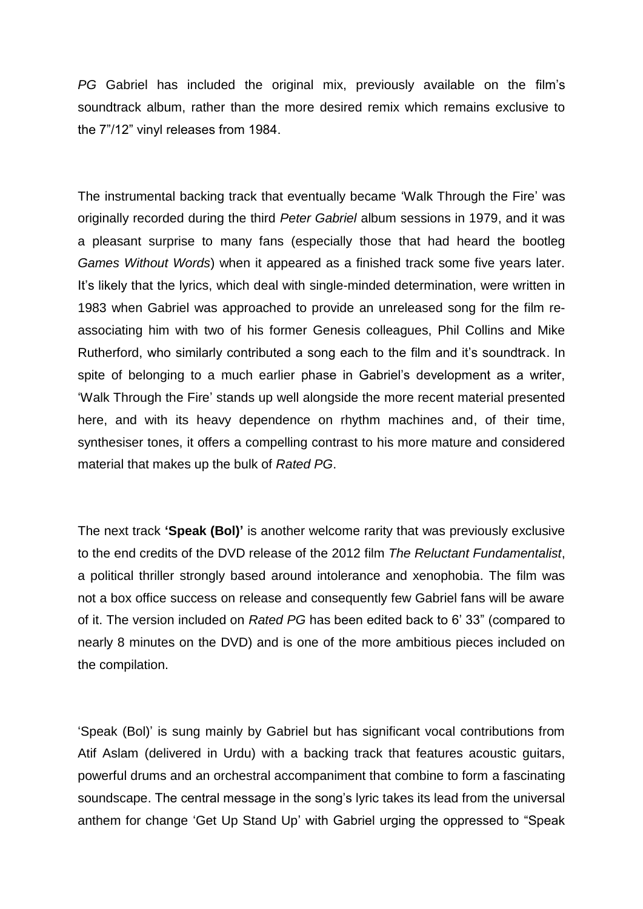*PG* Gabriel has included the original mix, previously available on the film's soundtrack album, rather than the more desired remix which remains exclusive to the 7"/12" vinyl releases from 1984.

The instrumental backing track that eventually became 'Walk Through the Fire' was originally recorded during the third *Peter Gabriel* album sessions in 1979, and it was a pleasant surprise to many fans (especially those that had heard the bootleg *Games Without Words*) when it appeared as a finished track some five years later. It's likely that the lyrics, which deal with single-minded determination, were written in 1983 when Gabriel was approached to provide an unreleased song for the film re-associating him with two of his former Genesis colleagues, Phil Collins and Mike Rutherford, who similarly contributed a song each to the film and it's soundtrack. In spite of belonging to a much earlier phase in Gabriel's development as a writer, 'Walk Through the Fire' stands up well alongside the more recent material presented here, and with its heavy dependence on rhythm machines and, of their time, synthesiser tones, it offers a compelling contrast to his more mature and considered material that makes up the bulk of *Rated PG*.

The next track **'Speak (Bol)'** is another welcome rarity that was previously exclusive to the end credits of the DVD release of the 2012 film *The Reluctant Fundamentalist*, a political thriller strongly based around intolerance and xenophobia. The film was not a box office success on release and consequently few Gabriel fans will be aware of it. The version included on *Rated PG* has been edited back to 6' 33" (compared to nearly 8 minutes on the DVD) and is one of the more ambitious pieces included on the compilation.

'Speak (Bol)' is sung mainly by Gabriel but has significant vocal contributions from Atif Aslam (delivered in Urdu) with a backing track that features acoustic guitars, powerful drums and an orchestral accompaniment that combine to form a fascinating soundscape. The central message in the song's lyric takes its lead from the universal anthem for change 'Get Up Stand Up' with Gabriel urging the oppressed to "Speak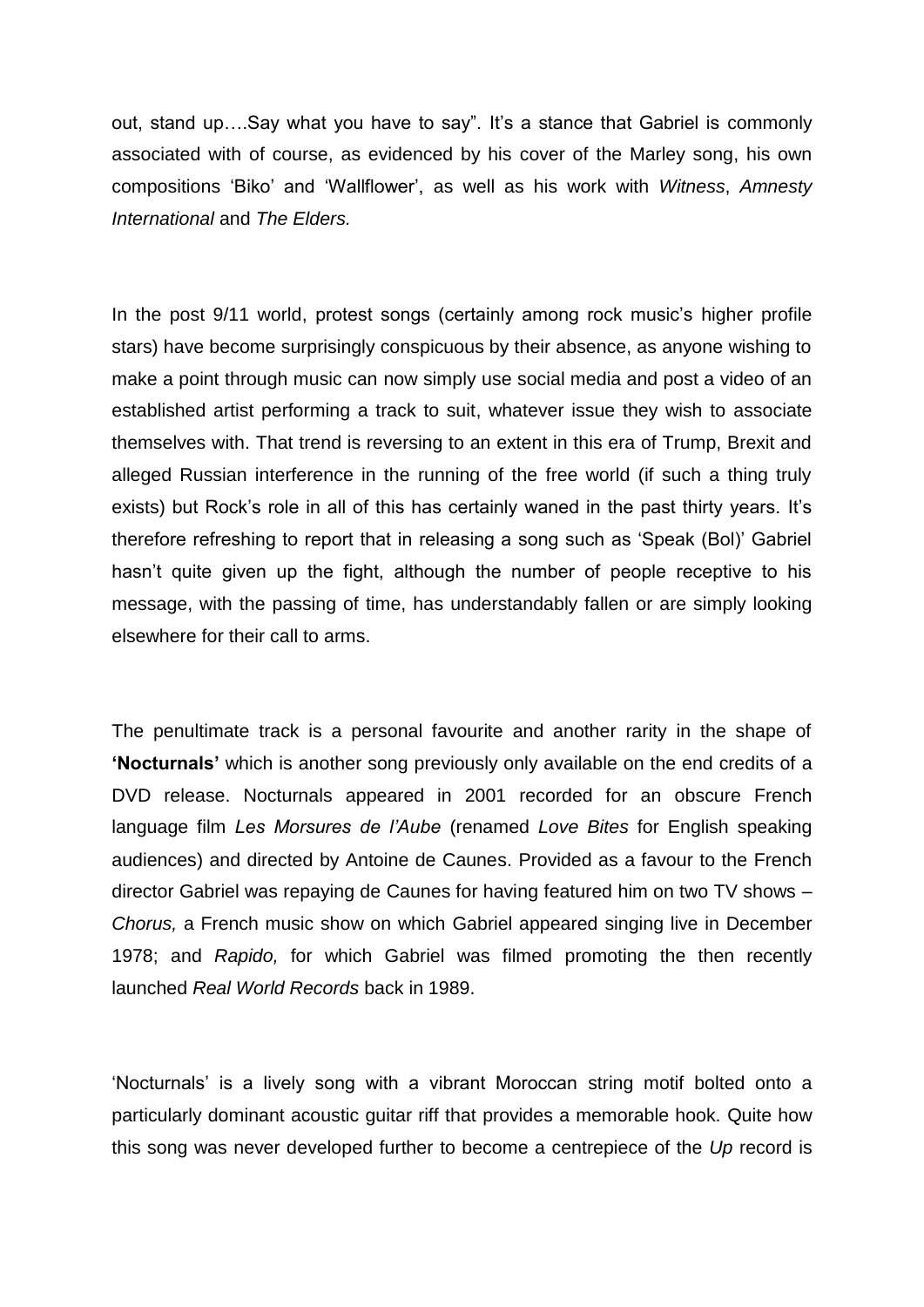out, stand up….Say what you have to say". It's a stance that Gabriel is commonly associated with of course, as evidenced by his cover of the Marley song, his own compositions 'Biko' and 'Wallflower', as well as his work with *Witness*, *Amnesty International* and *The Elders.*

In the post 9/11 world, protest songs (certainly among rock music's higher profile stars) have become surprisingly conspicuous by their absence, as anyone wishing to make a point through music can now simply use social media and post a video of an established artist performing a track to suit, whatever issue they wish to associate themselves with. That trend is reversing to an extent in this era of Trump, Brexit and alleged Russian interference in the running of the free world (if such a thing truly exists) but Rock's role in all of this has certainly waned in the past thirty years. It's therefore refreshing to report that in releasing a song such as 'Speak (Bol)' Gabriel hasn't quite given up the fight, although the number of people receptive to his message, with the passing of time, has understandably fallen or are simply looking elsewhere for their call to arms.

The penultimate track is a personal favourite and another rarity in the shape of **'Nocturnals'** which is another song previously only available on the end credits of a DVD release. Nocturnals appeared in 2001 recorded for an obscure French language film *Les Morsures de l'Aube* (renamed *Love Bites* for English speaking audiences) and directed by Antoine de Caunes. Provided as a favour to the French director Gabriel was repaying de Caunes for having featured him on two TV shows – *Chorus,* a French music show on which Gabriel appeared singing live in December 1978; and *Rapido,* for which Gabriel was filmed promoting the then recently launched *Real World Records* back in 1989.

'Nocturnals' is a lively song with a vibrant Moroccan string motif bolted onto a particularly dominant acoustic guitar riff that provides a memorable hook. Quite how this song was never developed further to become a centrepiece of the *Up* record is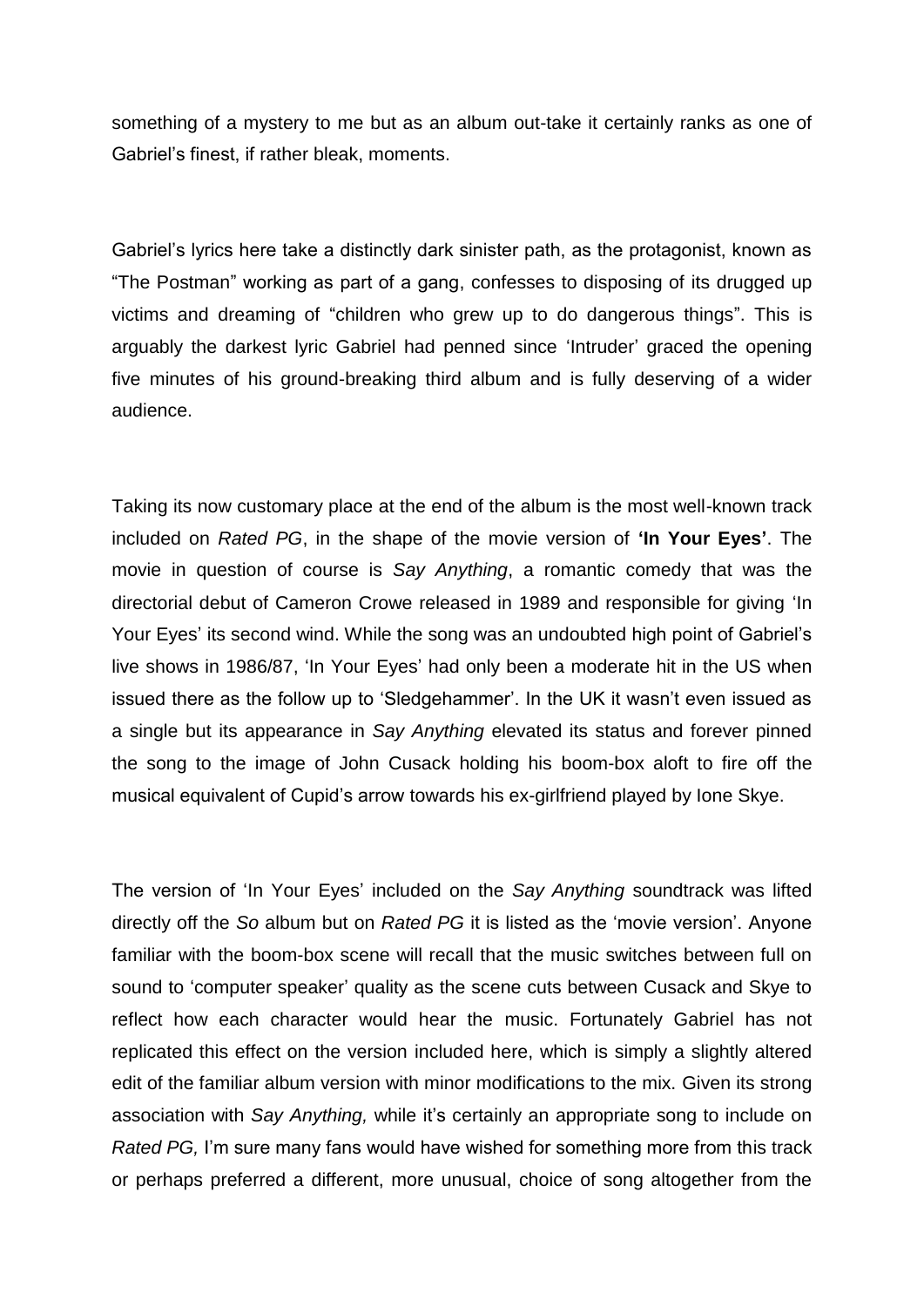something of a mystery to me but as an album out-take it certainly ranks as one of Gabriel's finest, if rather bleak, moments.

Gabriel's lyrics here take a distinctly dark sinister path, as the protagonist, known as "The Postman" working as part of a gang, confesses to disposing of its drugged up victims and dreaming of "children who grew up to do dangerous things". This is arguably the darkest lyric Gabriel had penned since 'Intruder' graced the opening five minutes of his ground-breaking third album and is fully deserving of a wider audience.

Taking its now customary place at the end of the album is the most well-known track included on *Rated PG*, in the shape of the movie version of **'In Your Eyes'**. The movie in question of course is *Say Anything*, a romantic comedy that was the directorial debut of Cameron Crowe released in 1989 and responsible for giving 'In Your Eyes' its second wind. While the song was an undoubted high point of Gabriel's live shows in 1986/87, 'In Your Eyes' had only been a moderate hit in the US when issued there as the follow up to 'Sledgehammer'. In the UK it wasn't even issued as a single but its appearance in *Say Anything* elevated its status and forever pinned the song to the image of John Cusack holding his boom-box aloft to fire off the musical equivalent of Cupid's arrow towards his ex-girlfriend played by Ione Skye.

The version of 'In Your Eyes' included on the *Say Anything* soundtrack was lifted directly off the *So* album but on *Rated PG* it is listed as the 'movie version'. Anyone familiar with the boom-box scene will recall that the music switches between full on sound to 'computer speaker' quality as the scene cuts between Cusack and Skye to reflect how each character would hear the music. Fortunately Gabriel has not replicated this effect on the version included here, which is simply a slightly altered edit of the familiar album version with minor modifications to the mix. Given its strong association with *Say Anything,* while it's certainly an appropriate song to include on *Rated PG,* I'm sure many fans would have wished for something more from this track or perhaps preferred a different, more unusual, choice of song altogether from the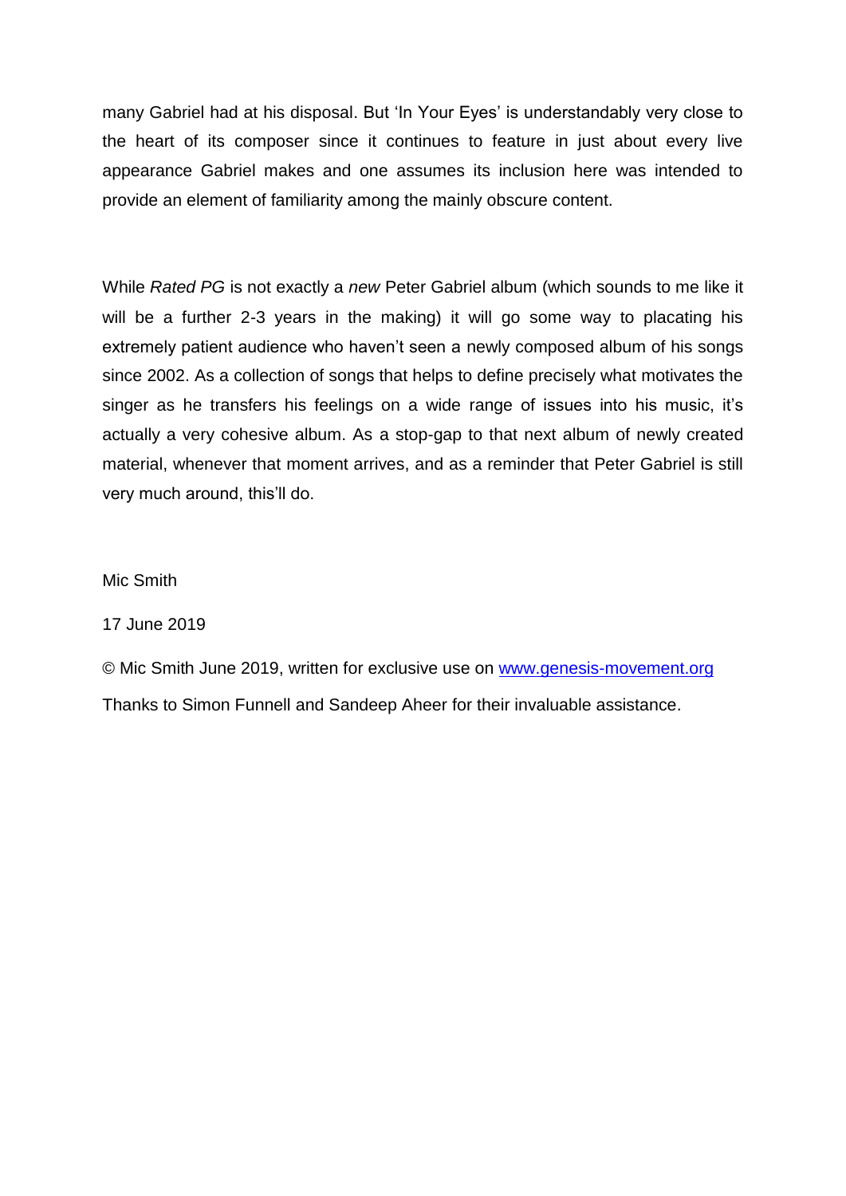many Gabriel had at his disposal. But 'In Your Eyes' is understandably very close to the heart of its composer since it continues to feature in just about every live appearance Gabriel makes and one assumes its inclusion here was intended to provide an element of familiarity among the mainly obscure content.

While *Rated PG* is not exactly a *new* Peter Gabriel album (which sounds to me like it will be a further 2-3 years in the making) it will go some way to placating his extremely patient audience who haven't seen a newly composed album of his songs since 2002. As a collection of songs that helps to define precisely what motivates the singer as he transfers his feelings on a wide range of issues into his music, it's actually a very cohesive album. As a stop-gap to that next album of newly created material, whenever that moment arrives, and as a reminder that Peter Gabriel is still very much around, this'll do.

Mic Smith

17 June 2019

© Mic Smith June 2019, written for exclusive use on [www.genesis-movement.org](http://www.genesis-movement.org)

Thanks to Simon Funnell and Sandeep Aheer for their invaluable assistance.